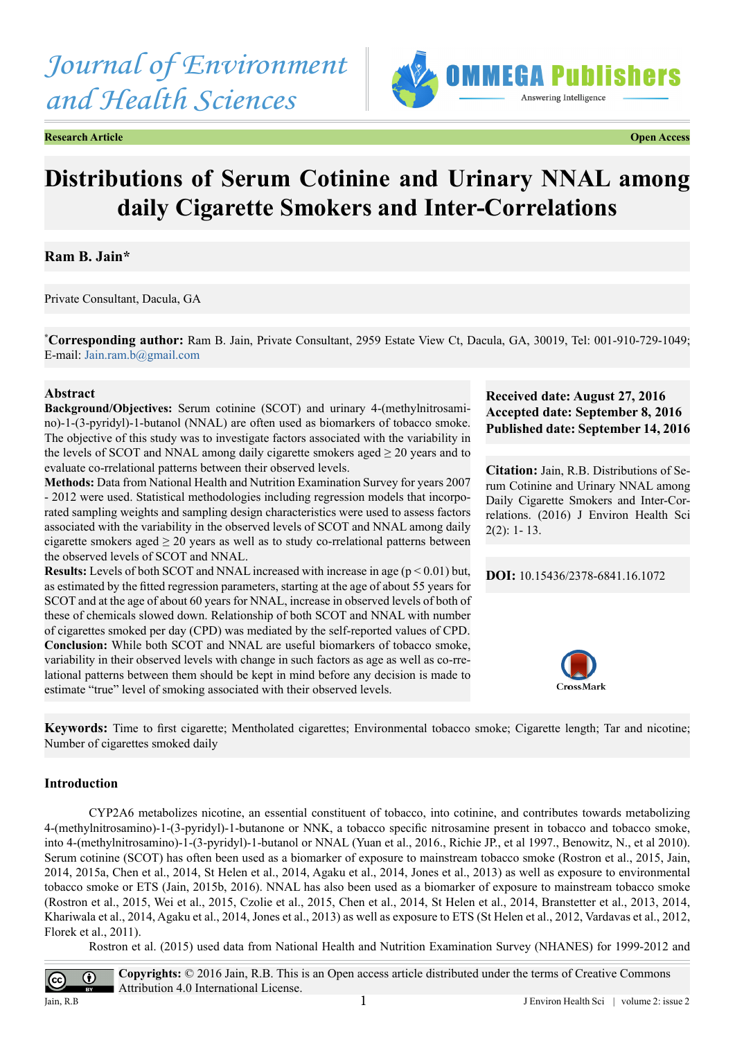Journal of Environment and Health Sciences

OMMEGA Publishers — Answering Intelligence

Research Article | Open Access

# Distributions of Serum Cotinine and Urinary NNAL among daily Cigarette Smokers and Inter-Correlations

**Ram B. Jain***

Private Consultant, Dacula, GA

***Corresponding author:** Ram B. Jain, Private Consultant, 2959 Estate View Ct, Dacula, GA, 30019, Tel: 001-910-729-1049; E-mail: Jain.ram.b@gmail.com

**Received date: August 27, 2016**
**Accepted date: September 8, 2016**
**Published date: September 14, 2016**

**Citation:** Jain, R.B. Distributions of Serum Cotinine and Urinary NNAL among Daily Cigarette Smokers and Inter-Correlations. (2016) J Environ Health Sci 2(2): 1- 13.

**DOI:** 10.15436/2378-6841.16.1072

## Abstract

**Background/Objectives:** Serum cotinine (SCOT) and urinary 4-(methylnitrosamino)-1-(3-pyridyl)-1-butanol (NNAL) are often used as biomarkers of tobacco smoke. The objective of this study was to investigate factors associated with the variability in the levels of SCOT and NNAL among daily cigarette smokers aged ≥ 20 years and to evaluate co-rrelational patterns between their observed levels.

**Methods:** Data from National Health and Nutrition Examination Survey for years 2007 - 2012 were used. Statistical methodologies including regression models that incorporated sampling weights and sampling design characteristics were used to assess factors associated with the variability in the observed levels of SCOT and NNAL among daily cigarette smokers aged ≥ 20 years as well as to study co-rrelational patterns between the observed levels of SCOT and NNAL.

**Results:** Levels of both SCOT and NNAL increased with increase in age ($p < 0.01$) but, as estimated by the fitted regression parameters, starting at the age of about 55 years for SCOT and at the age of about 60 years for NNAL, increase in observed levels of both of these of chemicals slowed down. Relationship of both SCOT and NNAL with number of cigarettes smoked per day (CPD) was mediated by the self-reported values of CPD.

**Conclusion:** While both SCOT and NNAL are useful biomarkers of tobacco smoke, variability in their observed levels with change in such factors as age as well as co-rrelational patterns between them should be kept in mind before any decision is made to estimate "true" level of smoking associated with their observed levels.

**Keywords:** Time to first cigarette; Mentholated cigarettes; Environmental tobacco smoke; Cigarette length; Tar and nicotine; Number of cigarettes smoked daily

## Introduction

CYP2A6 metabolizes nicotine, an essential constituent of tobacco, into cotinine, and contributes towards metabolizing 4-(methylnitrosamino)-1-(3-pyridyl)-1-butanone or NNK, a tobacco specific nitrosamine present in tobacco and tobacco smoke, into 4-(methylnitrosamino)-1-(3-pyridyl)-1-butanol or NNAL (Yuan et al., 2016., Richie JP., et al 1997., Benowitz, N., et al 2010). Serum cotinine (SCOT) has often been used as a biomarker of exposure to mainstream tobacco smoke (Rostron et al., 2015, Jain, 2014, 2015a, Chen et al., 2014, St Helen et al., 2014, Agaku et al., 2014, Jones et al., 2013) as well as exposure to environmental tobacco smoke or ETS (Jain, 2015b, 2016). NNAL has also been used as a biomarker of exposure to mainstream tobacco smoke (Rostron et al., 2015, Wei et al., 2015, Czolie et al., 2015, Chen et al., 2014, St Helen et al., 2014, Branstetter et al., 2013, 2014, Khariwala et al., 2014, Agaku et al., 2014, Jones et al., 2013) as well as exposure to ETS (St Helen et al., 2012, Vardavas et al., 2012, Florek et al., 2011).

Rostron et al. (2015) used data from National Health and Nutrition Examination Survey (NHANES) for 1999-2012 and

**Copyrights:** © 2016 Jain, R.B. This is an Open access article distributed under the terms of Creative Commons Attribution 4.0 International License.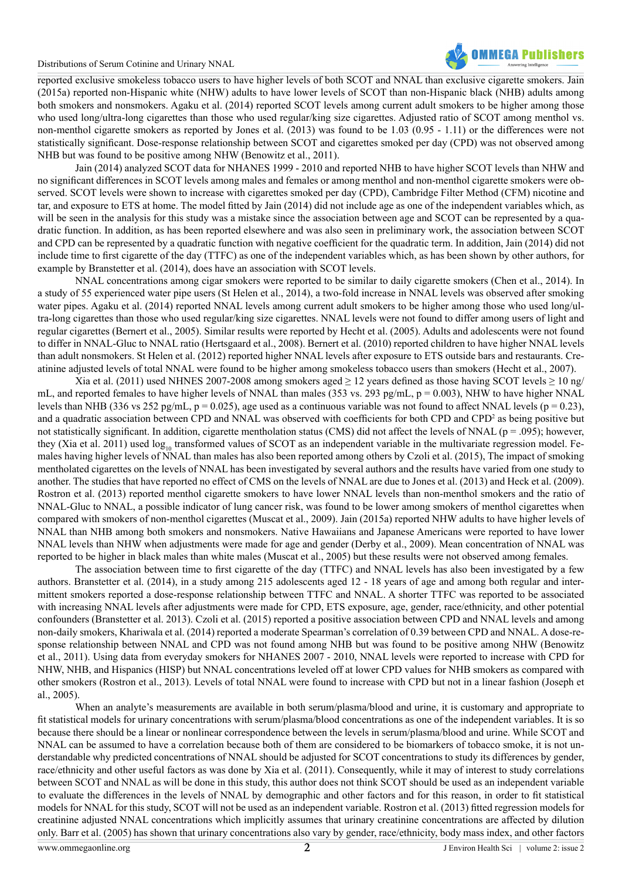reported exclusive smokeless tobacco users to have higher levels of both SCOT and NNAL than exclusive cigarette smokers. Jain (2015a) reported non-Hispanic white (NHW) adults to have lower levels of SCOT than non-Hispanic black (NHB) adults among both smokers and nonsmokers. Agaku et al. (2014) reported SCOT levels among current adult smokers to be higher among those who used long/ultra-long cigarettes than those who used regular/king size cigarettes. Adjusted ratio of SCOT among menthol vs. non-menthol cigarette smokers as reported by Jones et al. (2013) was found to be 1.03 (0.95 - 1.11) or the differences were not statistically significant. Dose-response relationship between SCOT and cigarettes smoked per day (CPD) was not observed among NHB but was found to be positive among NHW (Benowitz et al., 2011).

Jain (2014) analyzed SCOT data for NHANES 1999 - 2010 and reported NHB to have higher SCOT levels than NHW and no significant differences in SCOT levels among males and females or among menthol and non-menthol cigarette smokers were observed. SCOT levels were shown to increase with cigarettes smoked per day (CPD), Cambridge Filter Method (CFM) nicotine and tar, and exposure to ETS at home. The model fitted by Jain (2014) did not include age as one of the independent variables which, as will be seen in the analysis for this study was a mistake since the association between age and SCOT can be represented by a quadratic function. In addition, as has been reported elsewhere and was also seen in preliminary work, the association between SCOT and CPD can be represented by a quadratic function with negative coefficient for the quadratic term. In addition, Jain (2014) did not include time to first cigarette of the day (TTFC) as one of the independent variables which, as has been shown by other authors, for example by Branstetter et al. (2014), does have an association with SCOT levels.

NNAL concentrations among cigar smokers were reported to be similar to daily cigarette smokers (Chen et al., 2014). In a study of 55 experienced water pipe users (St Helen et al., 2014), a two-fold increase in NNAL levels was observed after smoking water pipes. Agaku et al. (2014) reported NNAL levels among current adult smokers to be higher among those who used long/ultra-long cigarettes than those who used regular/king size cigarettes. NNAL levels were not found to differ among users of light and regular cigarettes (Bernert et al., 2005). Similar results were reported by Hecht et al. (2005). Adults and adolescents were not found to differ in NNAL-Gluc to NNAL ratio (Hertsgaard et al., 2008). Bernert et al. (2010) reported children to have higher NNAL levels than adult nonsmokers. St Helen et al. (2012) reported higher NNAL levels after exposure to ETS outside bars and restaurants. Creatinine adjusted levels of total NNAL were found to be higher among smokeless tobacco users than smokers (Hecht et al., 2007).

Xia et al. (2011) used NHNES 2007-2008 among smokers aged ≥ 12 years defined as those having SCOT levels ≥ 10 ng/mL, and reported females to have higher levels of NNAL than males (353 vs. 293 pg/mL, $p = 0.003$), NHW to have higher NNAL levels than NHB (336 vs 252 pg/mL, $p = 0.025$), age used as a continuous variable was not found to affect NNAL levels ($p = 0.23$), and a quadratic association between CPD and NNAL was observed with coefficients for both CPD and $CPD^2$ as being positive but not statistically significant. In addition, cigarette mentholation status (CMS) did not affect the levels of NNAL ($p = .095$); however, they (Xia et al. 2011) used $\log_{10}$ transformed values of SCOT as an independent variable in the multivariate regression model. Females having higher levels of NNAL than males has also been reported among others by Czoli et al. (2015), The impact of smoking mentholated cigarettes on the levels of NNAL has been investigated by several authors and the results have varied from one study to another. The studies that have reported no effect of CMS on the levels of NNAL are due to Jones et al. (2013) and Heck et al. (2009). Rostron et al. (2013) reported menthol cigarette smokers to have lower NNAL levels than non-menthol smokers and the ratio of NNAL-Gluc to NNAL, a possible indicator of lung cancer risk, was found to be lower among smokers of menthol cigarettes when compared with smokers of non-menthol cigarettes (Muscat et al., 2009). Jain (2015a) reported NHW adults to have higher levels of NNAL than NHB among both smokers and nonsmokers. Native Hawaiians and Japanese Americans were reported to have lower NNAL levels than NHW when adjustments were made for age and gender (Derby et al., 2009). Mean concentration of NNAL was reported to be higher in black males than white males (Muscat et al., 2005) but these results were not observed among females.

The association between time to first cigarette of the day (TTFC) and NNAL levels has also been investigated by a few authors. Branstetter et al. (2014), in a study among 215 adolescents aged 12 - 18 years of age and among both regular and intermittent smokers reported a dose-response relationship between TTFC and NNAL. A shorter TTFC was reported to be associated with increasing NNAL levels after adjustments were made for CPD, ETS exposure, age, gender, race/ethnicity, and other potential confounders (Branstetter et al. 2013). Czoli et al. (2015) reported a positive association between CPD and NNAL levels and among non-daily smokers, Khariwala et al. (2014) reported a moderate Spearman's correlation of 0.39 between CPD and NNAL. A dose-response relationship between NNAL and CPD was not found among NHB but was found to be positive among NHW (Benowitz et al., 2011). Using data from everyday smokers for NHANES 2007 - 2010, NNAL levels were reported to increase with CPD for NHW, NHB, and Hispanics (HISP) but NNAL concentrations leveled off at lower CPD values for NHB smokers as compared with other smokers (Rostron et al., 2013). Levels of total NNAL were found to increase with CPD but not in a linear fashion (Joseph et al., 2005).

When an analyte's measurements are available in both serum/plasma/blood and urine, it is customary and appropriate to fit statistical models for urinary concentrations with serum/plasma/blood concentrations as one of the independent variables. It is so because there should be a linear or nonlinear correspondence between the levels in serum/plasma/blood and urine. While SCOT and NNAL can be assumed to have a correlation because both of them are considered to be biomarkers of tobacco smoke, it is not understandable why predicted concentrations of NNAL should be adjusted for SCOT concentrations to study its differences by gender, race/ethnicity and other useful factors as was done by Xia et al. (2011). Consequently, while it may of interest to study correlations between SCOT and NNAL as will be done in this study, this author does not think SCOT should be used as an independent variable to evaluate the differences in the levels of NNAL by demographic and other factors and for this reason, in order to fit statistical models for NNAL for this study, SCOT will not be used as an independent variable. Rostron et al. (2013) fitted regression models for creatinine adjusted NNAL concentrations which implicitly assumes that urinary creatinine concentrations are affected by dilution only. Barr et al. (2005) has shown that urinary concentrations also vary by gender, race/ethnicity, body mass index, and other factors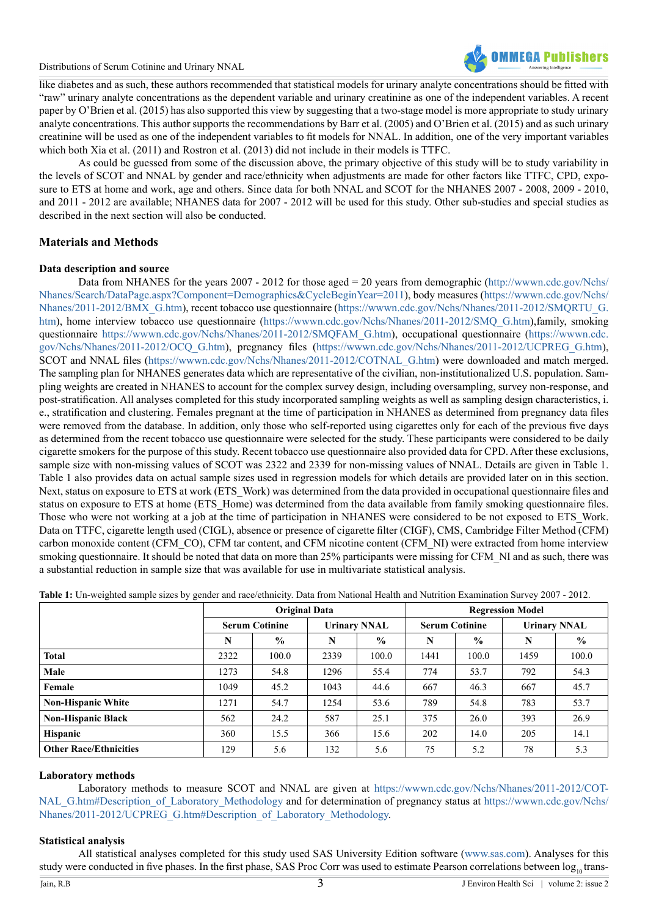like diabetes and as such, these authors recommended that statistical models for urinary analyte concentrations should be fitted with "raw" urinary analyte concentrations as the dependent variable and urinary creatinine as one of the independent variables. A recent paper by O'Brien et al. (2015) has also supported this view by suggesting that a two-stage model is more appropriate to study urinary analyte concentrations. This author supports the recommendations by Barr et al. (2005) and O'Brien et al. (2015) and as such urinary creatinine will be used as one of the independent variables to fit models for NNAL. In addition, one of the very important variables which both Xia et al. (2011) and Rostron et al. (2013) did not include in their models is TTFC.

As could be guessed from some of the discussion above, the primary objective of this study will be to study variability in the levels of SCOT and NNAL by gender and race/ethnicity when adjustments are made for other factors like TTFC, CPD, exposure to ETS at home and work, age and others. Since data for both NNAL and SCOT for the NHANES 2007 - 2008, 2009 - 2010, and 2011 - 2012 are available; NHANES data for 2007 - 2012 will be used for this study. Other sub-studies and special studies as described in the next section will also be conducted.

## Materials and Methods

### Data description and source

Data from NHANES for the years 2007 - 2012 for those aged = 20 years from demographic (http://wwwn.cdc.gov/Nchs/Nhanes/Search/DataPage.aspx?Component=Demographics&CycleBeginYear=2011), body measures (https://wwwn.cdc.gov/Nchs/Nhanes/2011-2012/BMX_G.htm), recent tobacco use questionnaire (https://wwwn.cdc.gov/Nchs/Nhanes/2011-2012/SMQRTU_G.htm), home interview tobacco use questionnaire (https://wwwn.cdc.gov/Nchs/Nhanes/2011-2012/SMQ_G.htm),family, smoking questionnaire https://wwwn.cdc.gov/Nchs/Nhanes/2011-2012/SMQFAM_G.htm), occupational questionnaire (https://wwwn.cdc.gov/Nchs/Nhanes/2011-2012/OCQ_G.htm), pregnancy files (https://wwwn.cdc.gov/Nchs/Nhanes/2011-2012/UCPREG_G.htm), SCOT and NNAL files (https://wwwn.cdc.gov/Nchs/Nhanes/2011-2012/COTNAL_G.htm) were downloaded and match merged. The sampling plan for NHANES generates data which are representative of the civilian, non-institutionalized U.S. population. Sampling weights are created in NHANES to account for the complex survey design, including oversampling, survey non-response, and post-stratification. All analyses completed for this study incorporated sampling weights as well as sampling design characteristics, i. e., stratification and clustering. Females pregnant at the time of participation in NHANES as determined from pregnancy data files were removed from the database. In addition, only those who self-reported using cigarettes only for each of the previous five days as determined from the recent tobacco use questionnaire were selected for the study. These participants were considered to be daily cigarette smokers for the purpose of this study. Recent tobacco use questionnaire also provided data for CPD. After these exclusions, sample size with non-missing values of SCOT was 2322 and 2339 for non-missing values of NNAL. Details are given in Table 1. Table 1 also provides data on actual sample sizes used in regression models for which details are provided later on in this section. Next, status on exposure to ETS at work (ETS_Work) was determined from the data provided in occupational questionnaire files and status on exposure to ETS at home (ETS_Home) was determined from the data available from family smoking questionnaire files. Those who were not working at a job at the time of participation in NHANES were considered to be not exposed to ETS_Work. Data on TTFC, cigarette length used (CIGL), absence or presence of cigarette filter (CIGF), CMS, Cambridge Filter Method (CFM) carbon monoxide content (CFM_CO), CFM tar content, and CFM nicotine content (CFM_NI) were extracted from home interview smoking questionnaire. It should be noted that data on more than 25% participants were missing for CFM_NI and as such, there was a substantial reduction in sample size that was available for use in multivariate statistical analysis.

**Table 1:** Un-weighted sample sizes by gender and race/ethnicity. Data from National Health and Nutrition Examination Survey 2007 - 2012.

| | Original Data | | | | Regression Model | | | |
|---|---|---|---|---|---|---|---|---|
| | Serum Cotinine | | Urinary NNAL | | Serum Cotinine | | Urinary NNAL | |
| | N | % | N | % | N | % | N | % |
| **Total** | 2322 | 100.0 | 2339 | 100.0 | 1441 | 100.0 | 1459 | 100.0 |
| **Male** | 1273 | 54.8 | 1296 | 55.4 | 774 | 53.7 | 792 | 54.3 |
| **Female** | 1049 | 45.2 | 1043 | 44.6 | 667 | 46.3 | 667 | 45.7 |
| **Non-Hispanic White** | 1271 | 54.7 | 1254 | 53.6 | 789 | 54.8 | 783 | 53.7 |
| **Non-Hispanic Black** | 562 | 24.2 | 587 | 25.1 | 375 | 26.0 | 393 | 26.9 |
| **Hispanic** | 360 | 15.5 | 366 | 15.6 | 202 | 14.0 | 205 | 14.1 |
| **Other Race/Ethnicities** | 129 | 5.6 | 132 | 5.6 | 75 | 5.2 | 78 | 5.3 |

### Laboratory methods

Laboratory methods to measure SCOT and NNAL are given at https://wwwn.cdc.gov/Nchs/Nhanes/2011-2012/COTNAL_G.htm#Description_of_Laboratory_Methodology and for determination of pregnancy status at https://wwwn.cdc.gov/Nchs/Nhanes/2011-2012/UCPREG_G.htm#Description_of_Laboratory_Methodology.

### Statistical analysis

All statistical analyses completed for this study used SAS University Edition software (www.sas.com). Analyses for this study were conducted in five phases. In the first phase, SAS Proc Corr was used to estimate Pearson correlations between $\log_{10}$ trans-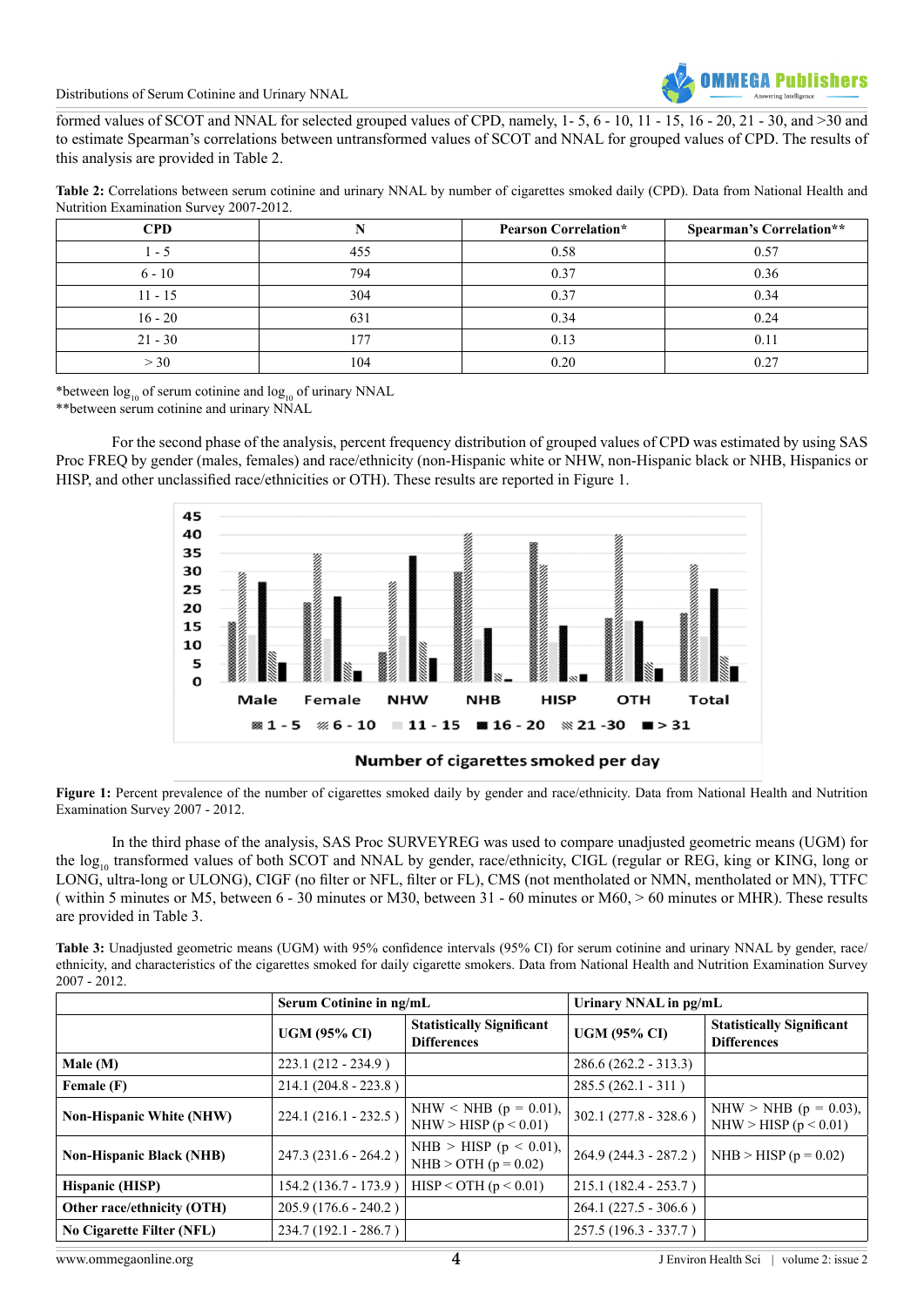formed values of SCOT and NNAL for selected grouped values of CPD, namely, 1- 5, 6 - 10, 11 - 15, 16 - 20, 21 - 30, and >30 and to estimate Spearman's correlations between untransformed values of SCOT and NNAL for grouped values of CPD. The results of this analysis are provided in Table 2.

**Table 2:** Correlations between serum cotinine and urinary NNAL by number of cigarettes smoked daily (CPD). Data from National Health and Nutrition Examination Survey 2007-2012.

| CPD | N | Pearson Correlation* | Spearman's Correlation** |
|---|---|---|---|
| 1 - 5 | 455 | 0.58 | 0.57 |
| 6 - 10 | 794 | 0.37 | 0.36 |
| 11 - 15 | 304 | 0.37 | 0.34 |
| 16 - 20 | 631 | 0.34 | 0.24 |
| 21 - 30 | 177 | 0.13 | 0.11 |
| > 30 | 104 | 0.20 | 0.27 |

*between $\log_{10}$ of serum cotinine and $\log_{10}$ of urinary NNAL
**between serum cotinine and urinary NNAL

For the second phase of the analysis, percent frequency distribution of grouped values of CPD was estimated by using SAS Proc FREQ by gender (males, females) and race/ethnicity (non-Hispanic white or NHW, non-Hispanic black or NHB, Hispanics or HISP, and other unclassified race/ethnicities or OTH). These results are reported in Figure 1.

**Figure 1:** Percent prevalence of the number of cigarettes smoked daily by gender and race/ethnicity. Data from National Health and Nutrition Examination Survey 2007 - 2012.

In the third phase of the analysis, SAS Proc SURVEYREG was used to compare unadjusted geometric means (UGM) for the $\log_{10}$ transformed values of both SCOT and NNAL by gender, race/ethnicity, CIGL (regular or REG, king or KING, long or LONG, ultra-long or ULONG), CIGF (no filter or NFL, filter or FL), CMS (not mentholated or NMN, mentholated or MN), TTFC ( within 5 minutes or M5, between 6 - 30 minutes or M30, between 31 - 60 minutes or M60, > 60 minutes or MHR). These results are provided in Table 3.

**Table 3:** Unadjusted geometric means (UGM) with 95% confidence intervals (95% CI) for serum cotinine and urinary NNAL by gender, race/ethnicity, and characteristics of the cigarettes smoked for daily cigarette smokers. Data from National Health and Nutrition Examination Survey 2007 - 2012.

| | Serum Cotinine in ng/mL | | Urinary NNAL in pg/mL | |
|---|---|---|---|---|
| | **UGM (95% CI)** | **Statistically Significant Differences** | **UGM (95% CI)** | **Statistically Significant Differences** |
| **Male (M)** | 223.1 (212 - 234.9 ) | | 286.6 (262.2 - 313.3) | |
| **Female (F)** | 214.1 (204.8 - 223.8 ) | | 285.5 (262.1 - 311 ) | |
| **Non-Hispanic White (NHW)** | 224.1 (216.1 - 232.5 ) | NHW < NHB (p = 0.01), NHW > HISP (p < 0.01) | 302.1 (277.8 - 328.6 ) | NHW > NHB (p = 0.03), NHW > HISP (p < 0.01) |
| **Non-Hispanic Black (NHB)** | 247.3 (231.6 - 264.2 ) | NHB > HISP (p < 0.01), NHB > OTH (p = 0.02) | 264.9 (244.3 - 287.2 ) | NHB > HISP (p = 0.02) |
| **Hispanic (HISP)** | 154.2 (136.7 - 173.9 ) | HISP < OTH (p < 0.01) | 215.1 (182.4 - 253.7 ) | |
| **Other race/ethnicity (OTH)** | 205.9 (176.6 - 240.2 ) | | 264.1 (227.5 - 306.6 ) | |
| **No Cigarette Filter (NFL)** | 234.7 (192.1 - 286.7 ) | | 257.5 (196.3 - 337.7 ) | |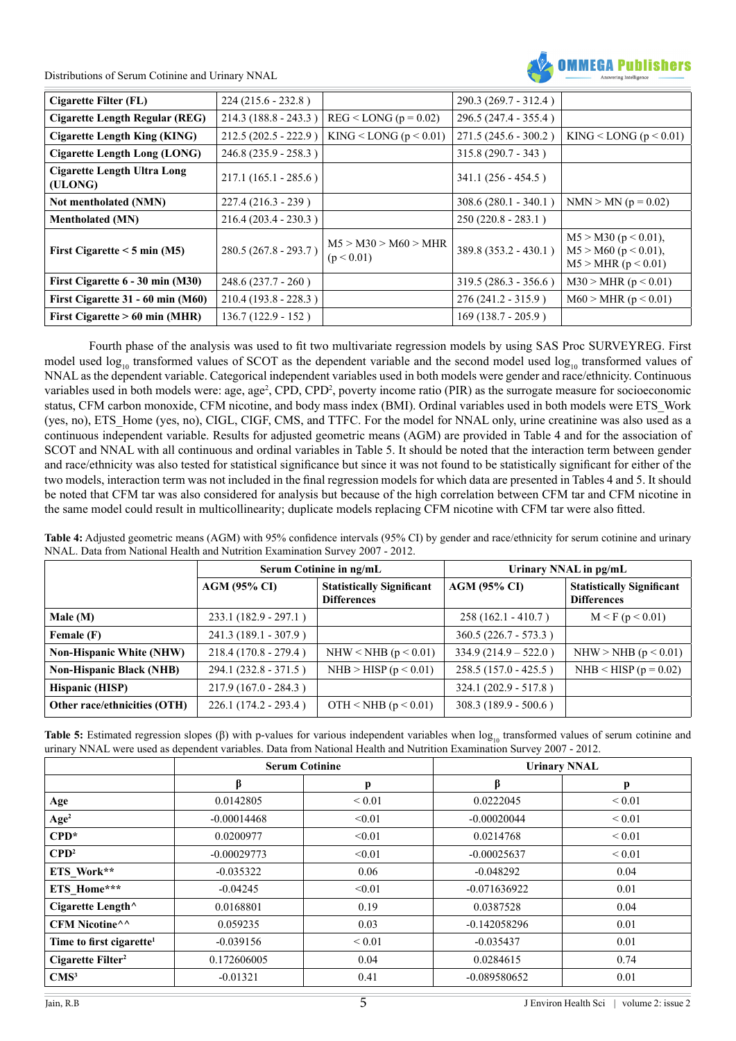| | | | | |
|---|---|---|---|---|
| **Cigarette Filter (FL)** | 224 (215.6 - 232.8 ) | | 290.3 (269.7 - 312.4 ) | |
| **Cigarette Length Regular (REG)** | 214.3 (188.8 - 243.3 ) | REG < LONG (p = 0.02) | 296.5 (247.4 - 355.4 ) | |
| **Cigarette Length King (KING)** | 212.5 (202.5 - 222.9 ) | KING < LONG (p < 0.01) | 271.5 (245.6 - 300.2 ) | KING < LONG (p < 0.01) |
| **Cigarette Length Long (LONG)** | 246.8 (235.9 - 258.3 ) | | 315.8 (290.7 - 343 ) | |
| **Cigarette Length Ultra Long (ULONG)** | 217.1 (165.1 - 285.6 ) | | 341.1 (256 - 454.5 ) | |
| **Not mentholated (NMN)** | 227.4 (216.3 - 239 ) | | 308.6 (280.1 - 340.1 ) | NMN > MN (p = 0.02) |
| **Mentholated (MN)** | 216.4 (203.4 - 230.3 ) | | 250 (220.8 - 283.1 ) | |
| **First Cigarette < 5 min (M5)** | 280.5 (267.8 - 293.7 ) | M5 > M30 > M60 > MHR (p < 0.01) | 389.8 (353.2 - 430.1 ) | M5 > M30 (p < 0.01), M5 > M60 (p < 0.01), M5 > MHR (p < 0.01) |
| **First Cigarette 6 - 30 min (M30)** | 248.6 (237.7 - 260 ) | | 319.5 (286.3 - 356.6 ) | M30 > MHR (p < 0.01) |
| **First Cigarette 31 - 60 min (M60)** | 210.4 (193.8 - 228.3 ) | | 276 (241.2 - 315.9 ) | M60 > MHR (p < 0.01) |
| **First Cigarette > 60 min (MHR)** | 136.7 (122.9 - 152 ) | | 169 (138.7 - 205.9 ) | |

Fourth phase of the analysis was used to fit two multivariate regression models by using SAS Proc SURVEYREG. First model used $\log_{10}$ transformed values of SCOT as the dependent variable and the second model used $\log_{10}$ transformed values of NNAL as the dependent variable. Categorical independent variables used in both models were gender and race/ethnicity. Continuous variables used in both models were: age, age$^2$, CPD, CPD$^2$, poverty income ratio (PIR) as the surrogate measure for socioeconomic status, CFM carbon monoxide, CFM nicotine, and body mass index (BMI). Ordinal variables used in both models were ETS_Work (yes, no), ETS_Home (yes, no), CIGL, CIGF, CMS, and TTFC. For the model for NNAL only, urine creatinine was also used as a continuous independent variable. Results for adjusted geometric means (AGM) are provided in Table 4 and for the association of SCOT and NNAL with all continuous and ordinal variables in Table 5. It should be noted that the interaction term between gender and race/ethnicity was also tested for statistical significance but since it was not found to be statistically significant for either of the two models, interaction term was not included in the final regression models for which data are presented in Tables 4 and 5. It should be noted that CFM tar was also considered for analysis but because of the high correlation between CFM tar and CFM nicotine in the same model could result in multicollinearity; duplicate models replacing CFM nicotine with CFM tar were also fitted.

**Table 4:** Adjusted geometric means (AGM) with 95% confidence intervals (95% CI) by gender and race/ethnicity for serum cotinine and urinary NNAL. Data from National Health and Nutrition Examination Survey 2007 - 2012.

| | Serum Cotinine in ng/mL | | Urinary NNAL in pg/mL | |
|---|---|---|---|---|
| | **AGM (95% CI)** | **Statistically Significant Differences** | **AGM (95% CI)** | **Statistically Significant Differences** |
| **Male (M)** | 233.1 (182.9 - 297.1 ) | | 258 (162.1 - 410.7 ) | M < F (p < 0.01) |
| **Female (F)** | 241.3 (189.1 - 307.9 ) | | 360.5 (226.7 - 573.3 ) | |
| **Non-Hispanic White (NHW)** | 218.4 (170.8 - 279.4 ) | NHW < NHB (p < 0.01) | 334.9 (214.9 – 522.0 ) | NHW > NHB (p < 0.01) |
| **Non-Hispanic Black (NHB)** | 294.1 (232.8 - 371.5 ) | NHB > HISP (p < 0.01) | 258.5 (157.0 - 425.5 ) | NHB < HISP (p = 0.02) |
| **Hispanic (HISP)** | 217.9 (167.0 - 284.3 ) | | 324.1 (202.9 - 517.8 ) | |
| **Other race/ethnicities (OTH)** | 226.1 (174.2 - 293.4 ) | OTH < NHB (p < 0.01) | 308.3 (189.9 - 500.6 ) | |

**Table 5:** Estimated regression slopes (β) with p-values for various independent variables when $\log_{10}$ transformed values of serum cotinine and urinary NNAL were used as dependent variables. Data from National Health and Nutrition Examination Survey 2007 - 2012.

| | Serum Cotinine | | Urinary NNAL | |
|---|---|---|---|---|
| | **β** | **p** | **β** | **p** |
| **Age** | 0.0142805 | < 0.01 | 0.0222045 | < 0.01 |
| **Age$^2$** | -0.00014468 | <0.01 | -0.00020044 | < 0.01 |
| **CPD*** | 0.0200977 | <0.01 | 0.0214768 | < 0.01 |
| **CPD$^2$** | -0.00029773 | <0.01 | -0.00025637 | < 0.01 |
| **ETS_Work**** | -0.035322 | 0.06 | -0.048292 | 0.04 |
| **ETS_Home***** | -0.04245 | <0.01 | -0.071636922 | 0.01 |
| **Cigarette Length^** | 0.0168801 | 0.19 | 0.0387528 | 0.04 |
| **CFM Nicotine^^** | 0.059235 | 0.03 | -0.142058296 | 0.01 |
| **Time to first cigarette[1]** | -0.039156 | < 0.01 | -0.035437 | 0.01 |
| **Cigarette Filter[2]** | 0.172606005 | 0.04 | 0.0284615 | 0.74 |
| **CMS[3]** | -0.01321 | 0.41 | -0.089580652 | 0.01 |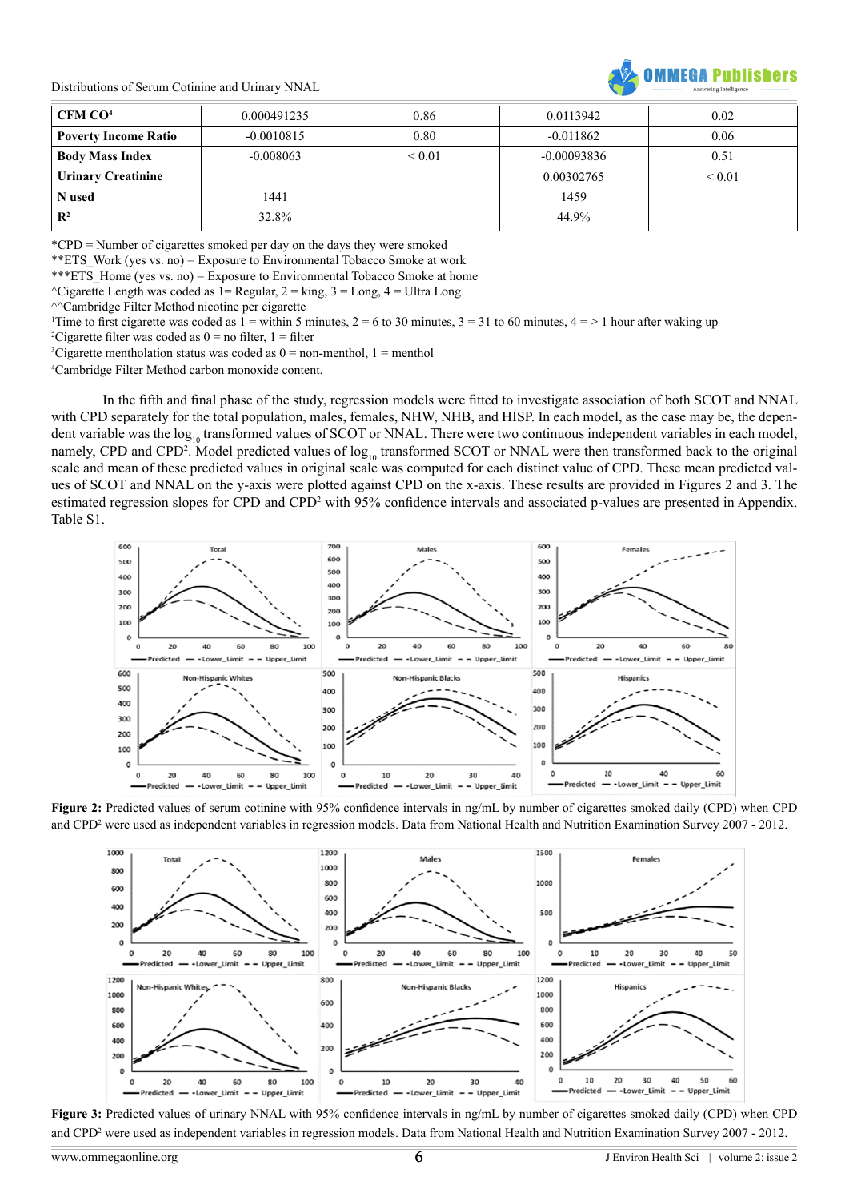| CFM CO[4] | 0.000491235 | 0.86 | 0.0113942 | 0.02 |
|---|---|---|---|---|
| **Poverty Income Ratio** | -0.0010815 | 0.80 | -0.011862 | 0.06 |
| **Body Mass Index** | -0.008063 | < 0.01 | -0.00093836 | 0.51 |
| **Urinary Creatinine** | | | 0.00302765 | < 0.01 |
| **N used** | 1441 | | 1459 | |
| $R^2$ | 32.8% | | 44.9% | |

*CPD = Number of cigarettes smoked per day on the days they were smoked

**ETS_Work (yes vs. no) = Exposure to Environmental Tobacco Smoke at work

***ETS_Home (yes vs. no) = Exposure to Environmental Tobacco Smoke at home

^Cigarette Length was coded as 1= Regular, 2 = king, 3 = Long, 4 = Ultra Long

^^Cambridge Filter Method nicotine per cigarette

[1]Time to first cigarette was coded as 1 = within 5 minutes, 2 = 6 to 30 minutes, 3 = 31 to 60 minutes, 4 = > 1 hour after waking up

[2]Cigarette filter was coded as 0 = no filter, 1 = filter

[3]Cigarette mentholation status was coded as 0 = non-menthol, 1 = menthol

[4]Cambridge Filter Method carbon monoxide content.

In the fifth and final phase of the study, regression models were fitted to investigate association of both SCOT and NNAL with CPD separately for the total population, males, females, NHW, NHB, and HISP. In each model, as the case may be, the dependent variable was the $\log_{10}$ transformed values of SCOT or NNAL. There were two continuous independent variables in each model, namely, CPD and $CPD^2$. Model predicted values of $\log_{10}$ transformed SCOT or NNAL were then transformed back to the original scale and mean of these predicted values in original scale was computed for each distinct value of CPD. These mean predicted values of SCOT and NNAL on the y-axis were plotted against CPD on the x-axis. These results are provided in Figures 2 and 3. The estimated regression slopes for CPD and $CPD^2$ with 95% confidence intervals and associated p-values are presented in Appendix. Table S1.

**Figure 2:** Predicted values of serum cotinine with 95% confidence intervals in ng/mL by number of cigarettes smoked daily (CPD) when CPD and $CPD^2$ were used as independent variables in regression models. Data from National Health and Nutrition Examination Survey 2007 - 2012.

**Figure 3:** Predicted values of urinary NNAL with 95% confidence intervals in ng/mL by number of cigarettes smoked daily (CPD) when CPD and $CPD^2$ were used as independent variables in regression models. Data from National Health and Nutrition Examination Survey 2007 - 2012.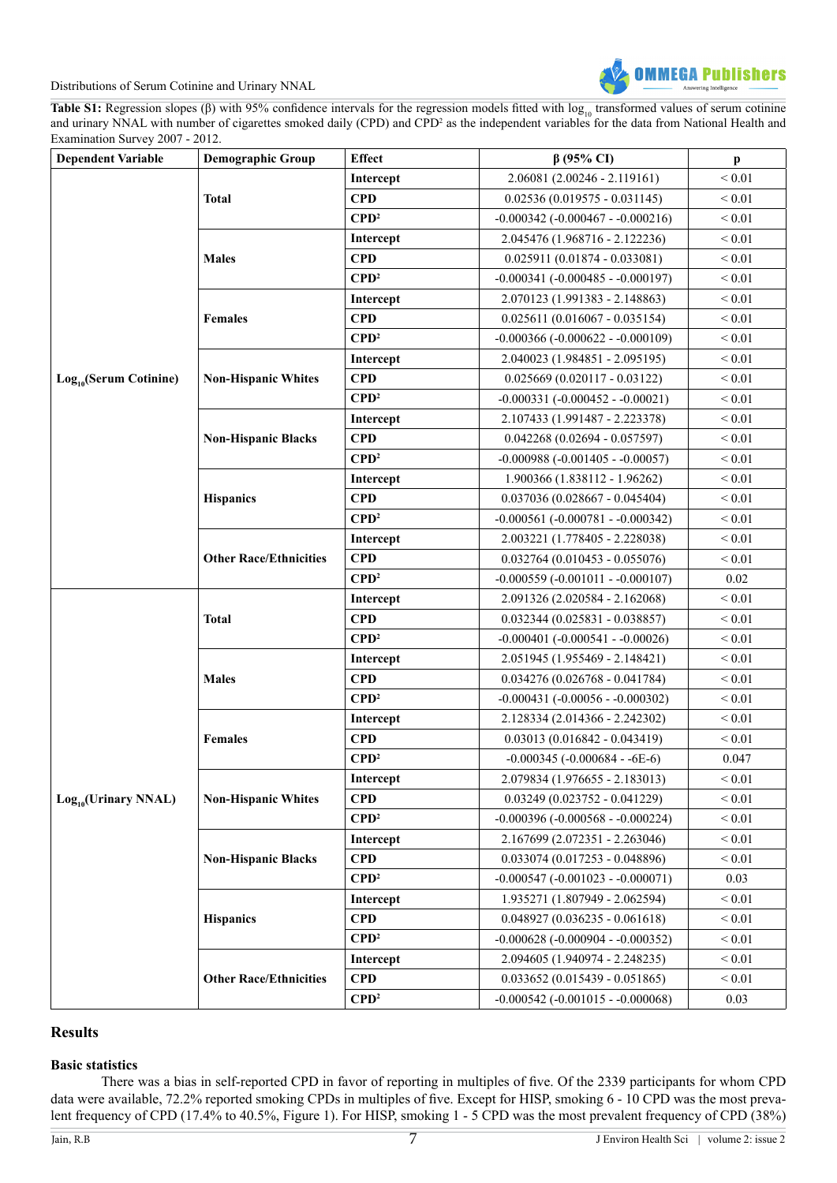**Table S1:** Regression slopes (β) with 95% confidence intervals for the regression models fitted with $log_{10}$ transformed values of serum cotinine and urinary NNAL with number of cigarettes smoked daily (CPD) and $CPD^2$ as the independent variables for the data from National Health and Examination Survey 2007 - 2012.

| Dependent Variable | Demographic Group | Effect | β (95% CI) | p |
|---|---|---|---|---|
| $Log_{10}$(Serum Cotinine) | Total | Intercept | 2.06081 (2.00246 - 2.119161) | < 0.01 |
| | | CPD | 0.02536 (0.019575 - 0.031145) | < 0.01 |
| | | $CPD^2$ | -0.000342 (-0.000467 - -0.000216) | < 0.01 |
| | Males | Intercept | 2.045476 (1.968716 - 2.122236) | < 0.01 |
| | | CPD | 0.025911 (0.01874 - 0.033081) | < 0.01 |
| | | $CPD^2$ | -0.000341 (-0.000485 - -0.000197) | < 0.01 |
| | Females | Intercept | 2.070123 (1.991383 - 2.148863) | < 0.01 |
| | | CPD | 0.025611 (0.016067 - 0.035154) | < 0.01 |
| | | $CPD^2$ | -0.000366 (-0.000622 - -0.000109) | < 0.01 |
| | Non-Hispanic Whites | Intercept | 2.040023 (1.984851 - 2.095195) | < 0.01 |
| | | CPD | 0.025669 (0.020117 - 0.03122) | < 0.01 |
| | | $CPD^2$ | -0.000331 (-0.000452 - -0.00021) | < 0.01 |
| | Non-Hispanic Blacks | Intercept | 2.107433 (1.991487 - 2.223378) | < 0.01 |
| | | CPD | 0.042268 (0.02694 - 0.057597) | < 0.01 |
| | | $CPD^2$ | -0.000988 (-0.001405 - -0.00057) | < 0.01 |
| | Hispanics | Intercept | 1.900366 (1.838112 - 1.96262) | < 0.01 |
| | | CPD | 0.037036 (0.028667 - 0.045404) | < 0.01 |
| | | $CPD^2$ | -0.000561 (-0.000781 - -0.000342) | < 0.01 |
| | Other Race/Ethnicities | Intercept | 2.003221 (1.778405 - 2.228038) | < 0.01 |
| | | CPD | 0.032764 (0.010453 - 0.055076) | < 0.01 |
| | | $CPD^2$ | -0.000559 (-0.001011 - -0.000107) | 0.02 |
| $Log_{10}$(Urinary NNAL) | Total | Intercept | 2.091326 (2.020584 - 2.162068) | < 0.01 |
| | | CPD | 0.032344 (0.025831 - 0.038857) | < 0.01 |
| | | $CPD^2$ | -0.000401 (-0.000541 - -0.00026) | < 0.01 |
| | Males | Intercept | 2.051945 (1.955469 - 2.148421) | < 0.01 |
| | | CPD | 0.034276 (0.026768 - 0.041784) | < 0.01 |
| | | $CPD^2$ | -0.000431 (-0.00056 - -0.000302) | < 0.01 |
| | Females | Intercept | 2.128334 (2.014366 - 2.242302) | < 0.01 |
| | | CPD | 0.03013 (0.016842 - 0.043419) | < 0.01 |
| | | $CPD^2$ | -0.000345 (-0.000684 - -6E-6) | 0.047 |
| | Non-Hispanic Whites | Intercept | 2.079834 (1.976655 - 2.183013) | < 0.01 |
| | | CPD | 0.03249 (0.023752 - 0.041229) | < 0.01 |
| | | $CPD^2$ | -0.000396 (-0.000568 - -0.000224) | < 0.01 |
| | Non-Hispanic Blacks | Intercept | 2.167699 (2.072351 - 2.263046) | < 0.01 |
| | | CPD | 0.033074 (0.017253 - 0.048896) | < 0.01 |
| | | $CPD^2$ | -0.000547 (-0.001023 - -0.000071) | 0.03 |
| | Hispanics | Intercept | 1.935271 (1.807949 - 2.062594) | < 0.01 |
| | | CPD | 0.048927 (0.036235 - 0.061618) | < 0.01 |
| | | $CPD^2$ | -0.000628 (-0.000904 - -0.000352) | < 0.01 |
| | Other Race/Ethnicities | Intercept | 2.094605 (1.940974 - 2.248235) | < 0.01 |
| | | CPD | 0.033652 (0.015439 - 0.051865) | < 0.01 |
| | | $CPD^2$ | -0.000542 (-0.001015 - -0.000068) | 0.03 |

## Results

### Basic statistics

There was a bias in self-reported CPD in favor of reporting in multiples of five. Of the 2339 participants for whom CPD data were available, 72.2% reported smoking CPDs in multiples of five. Except for HISP, smoking 6 - 10 CPD was the most prevalent frequency of CPD (17.4% to 40.5%, Figure 1). For HISP, smoking 1 - 5 CPD was the most prevalent frequency of CPD (38%)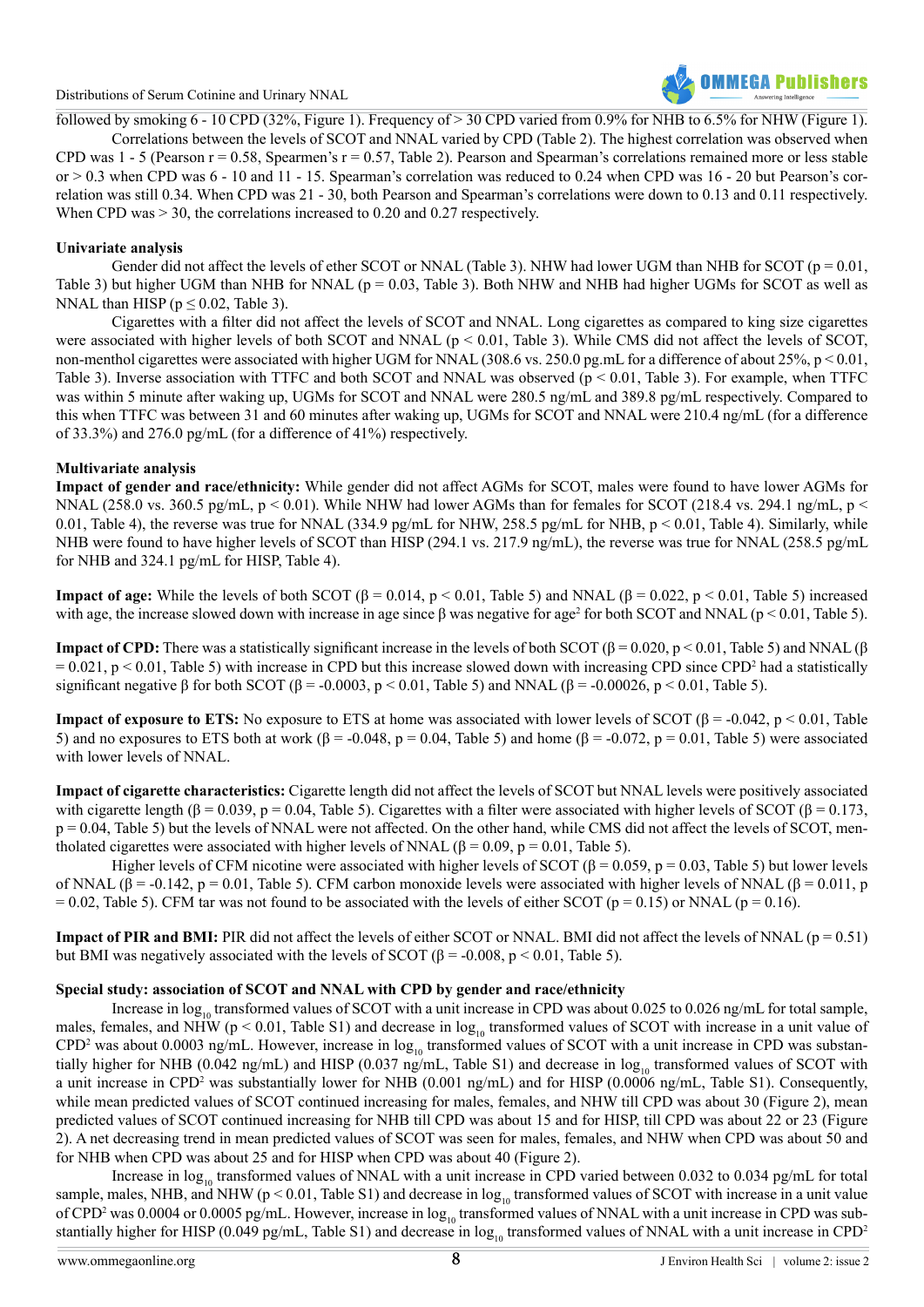followed by smoking 6 - 10 CPD (32%, Figure 1). Frequency of > 30 CPD varied from 0.9% for NHB to 6.5% for NHW (Figure 1).

Correlations between the levels of SCOT and NNAL varied by CPD (Table 2). The highest correlation was observed when CPD was 1 - 5 (Pearson r = 0.58, Spearmen's r = 0.57, Table 2). Pearson and Spearman's correlations remained more or less stable or > 0.3 when CPD was 6 - 10 and 11 - 15. Spearman's correlation was reduced to 0.24 when CPD was 16 - 20 but Pearson's correlation was still 0.34. When CPD was 21 - 30, both Pearson and Spearman's correlations were down to 0.13 and 0.11 respectively. When CPD was > 30, the correlations increased to 0.20 and 0.27 respectively.

**Univariate analysis**

Gender did not affect the levels of ether SCOT or NNAL (Table 3). NHW had lower UGM than NHB for SCOT ($p = 0.01$, Table 3) but higher UGM than NHB for NNAL ($p = 0.03$, Table 3). Both NHW and NHB had higher UGMs for SCOT as well as NNAL than HISP ($p \leq 0.02$, Table 3).

Cigarettes with a filter did not affect the levels of SCOT and NNAL. Long cigarettes as compared to king size cigarettes were associated with higher levels of both SCOT and NNAL ($p < 0.01$, Table 3). While CMS did not affect the levels of SCOT, non-menthol cigarettes were associated with higher UGM for NNAL (308.6 vs. 250.0 pg.mL for a difference of about 25%, $p < 0.01$, Table 3). Inverse association with TTFC and both SCOT and NNAL was observed ($p < 0.01$, Table 3). For example, when TTFC was within 5 minute after waking up, UGMs for SCOT and NNAL were 280.5 ng/mL and 389.8 pg/mL respectively. Compared to this when TTFC was between 31 and 60 minutes after waking up, UGMs for SCOT and NNAL were 210.4 ng/mL (for a difference of 33.3%) and 276.0 pg/mL (for a difference of 41%) respectively.

**Multivariate analysis**

**Impact of gender and race/ethnicity:** While gender did not affect AGMs for SCOT, males were found to have lower AGMs for NNAL (258.0 vs. 360.5 pg/mL, $p < 0.01$). While NHW had lower AGMs than for females for SCOT (218.4 vs. 294.1 ng/mL, $p < 0.01$, Table 4), the reverse was true for NNAL (334.9 pg/mL for NHW, 258.5 pg/mL for NHB, $p < 0.01$, Table 4). Similarly, while NHB were found to have higher levels of SCOT than HISP (294.1 vs. 217.9 ng/mL), the reverse was true for NNAL (258.5 pg/mL for NHB and 324.1 pg/mL for HISP, Table 4).

**Impact of age:** While the levels of both SCOT ($\beta = 0.014$, $p < 0.01$, Table 5) and NNAL ($\beta = 0.022$, $p < 0.01$, Table 5) increased with age, the increase slowed down with increase in age since β was negative for age$^2$ for both SCOT and NNAL ($p < 0.01$, Table 5).

**Impact of CPD:** There was a statistically significant increase in the levels of both SCOT ($\beta = 0.020$, $p < 0.01$, Table 5) and NNAL ($\beta = 0.021$, $p < 0.01$, Table 5) with increase in CPD but this increase slowed down with increasing CPD since CPD$^2$ had a statistically significant negative β for both SCOT ($\beta = -0.0003$, $p < 0.01$, Table 5) and NNAL ($\beta = -0.00026$, $p < 0.01$, Table 5).

**Impact of exposure to ETS:** No exposure to ETS at home was associated with lower levels of SCOT ($\beta = -0.042$, $p < 0.01$, Table 5) and no exposures to ETS both at work ($\beta = -0.048$, $p = 0.04$, Table 5) and home ($\beta = -0.072$, $p = 0.01$, Table 5) were associated with lower levels of NNAL.

**Impact of cigarette characteristics:** Cigarette length did not affect the levels of SCOT but NNAL levels were positively associated with cigarette length ($\beta = 0.039$, $p = 0.04$, Table 5). Cigarettes with a filter were associated with higher levels of SCOT ($\beta = 0.173$, $p = 0.04$, Table 5) but the levels of NNAL were not affected. On the other hand, while CMS did not affect the levels of SCOT, mentholated cigarettes were associated with higher levels of NNAL ($\beta = 0.09$, $p = 0.01$, Table 5).

Higher levels of CFM nicotine were associated with higher levels of SCOT ($\beta = 0.059$, $p = 0.03$, Table 5) but lower levels of NNAL ($\beta = -0.142$, $p = 0.01$, Table 5). CFM carbon monoxide levels were associated with higher levels of NNAL ($\beta = 0.011$, $p = 0.02$, Table 5). CFM tar was not found to be associated with the levels of either SCOT ($p = 0.15$) or NNAL ($p = 0.16$).

**Impact of PIR and BMI:** PIR did not affect the levels of either SCOT or NNAL. BMI did not affect the levels of NNAL ($p = 0.51$) but BMI was negatively associated with the levels of SCOT ($\beta = -0.008$, $p < 0.01$, Table 5).

**Special study: association of SCOT and NNAL with CPD by gender and race/ethnicity**

Increase in $\log_{10}$ transformed values of SCOT with a unit increase in CPD was about 0.025 to 0.026 ng/mL for total sample, males, females, and NHW ($p < 0.01$, Table S1) and decrease in $\log_{10}$ transformed values of SCOT with increase in a unit value of CPD$^2$ was about 0.0003 ng/mL. However, increase in $\log_{10}$ transformed values of SCOT with a unit increase in CPD was substantially higher for NHB (0.042 ng/mL) and HISP (0.037 ng/mL, Table S1) and decrease in $\log_{10}$ transformed values of SCOT with a unit increase in CPD$^2$ was substantially lower for NHB (0.001 ng/mL) and for HISP (0.0006 ng/mL, Table S1). Consequently, while mean predicted values of SCOT continued increasing for males, females, and NHW till CPD was about 30 (Figure 2), mean predicted values of SCOT continued increasing for NHB till CPD was about 15 and for HISP, till CPD was about 22 or 23 (Figure 2). A net decreasing trend in mean predicted values of SCOT was seen for males, females, and NHW when CPD was about 50 and for NHB when CPD was about 25 and for HISP when CPD was about 40 (Figure 2).

Increase in $\log_{10}$ transformed values of NNAL with a unit increase in CPD varied between 0.032 to 0.034 pg/mL for total sample, males, NHB, and NHW ($p < 0.01$, Table S1) and decrease in $\log_{10}$ transformed values of SCOT with increase in a unit value of CPD$^2$ was 0.0004 or 0.0005 pg/mL. However, increase in $\log_{10}$ transformed values of NNAL with a unit increase in CPD was substantially higher for HISP (0.049 pg/mL, Table S1) and decrease in $\log_{10}$ transformed values of NNAL with a unit increase in CPD$^2$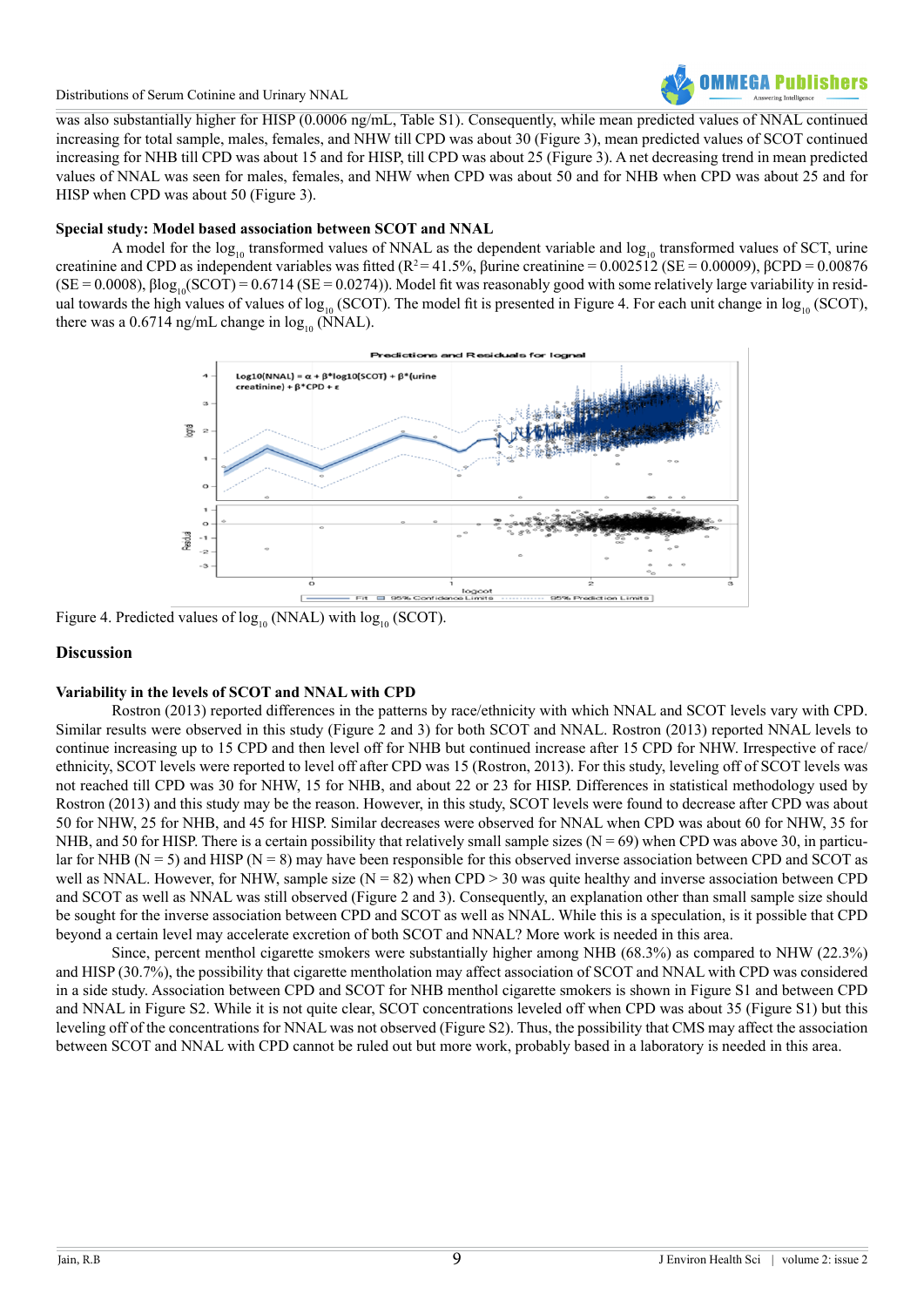was also substantially higher for HISP (0.0006 ng/mL, Table S1). Consequently, while mean predicted values of NNAL continued increasing for total sample, males, females, and NHW till CPD was about 30 (Figure 3), mean predicted values of SCOT continued increasing for NHB till CPD was about 15 and for HISP, till CPD was about 25 (Figure 3). A net decreasing trend in mean predicted values of NNAL was seen for males, females, and NHW when CPD was about 50 and for NHB when CPD was about 25 and for HISP when CPD was about 50 (Figure 3).

**Special study: Model based association between SCOT and NNAL**

A model for the $\log_{10}$ transformed values of NNAL as the dependent variable and $\log_{10}$ transformed values of SCT, urine creatinine and CPD as independent variables was fitted ($R^2 = 41.5\%$, βurine creatinine = 0.002512 (SE = 0.00009), βCPD = 0.00876 (SE = 0.0008), $\beta\log_{10}$(SCOT) = 0.6714 (SE = 0.0274)). Model fit was reasonably good with some relatively large variability in residual towards the high values of values of $\log_{10}$ (SCOT). The model fit is presented in Figure 4. For each unit change in $\log_{10}$ (SCOT), there was a 0.6714 ng/mL change in $\log_{10}$ (NNAL).

Figure 4. Predicted values of $\log_{10}$ (NNAL) with $\log_{10}$ (SCOT).

## Discussion

**Variability in the levels of SCOT and NNAL with CPD**

Rostron (2013) reported differences in the patterns by race/ethnicity with which NNAL and SCOT levels vary with CPD. Similar results were observed in this study (Figure 2 and 3) for both SCOT and NNAL. Rostron (2013) reported NNAL levels to continue increasing up to 15 CPD and then level off for NHB but continued increase after 15 CPD for NHW. Irrespective of race/ethnicity, SCOT levels were reported to level off after CPD was 15 (Rostron, 2013). For this study, leveling off of SCOT levels was not reached till CPD was 30 for NHW, 15 for NHB, and about 22 or 23 for HISP. Differences in statistical methodology used by Rostron (2013) and this study may be the reason. However, in this study, SCOT levels were found to decrease after CPD was about 50 for NHW, 25 for NHB, and 45 for HISP. Similar decreases were observed for NNAL when CPD was about 60 for NHW, 35 for NHB, and 50 for HISP. There is a certain possibility that relatively small sample sizes (N = 69) when CPD was above 30, in particular for NHB (N = 5) and HISP (N = 8) may have been responsible for this observed inverse association between CPD and SCOT as well as NNAL. However, for NHW, sample size (N = 82) when CPD > 30 was quite healthy and inverse association between CPD and SCOT as well as NNAL was still observed (Figure 2 and 3). Consequently, an explanation other than small sample size should be sought for the inverse association between CPD and SCOT as well as NNAL. While this is a speculation, is it possible that CPD beyond a certain level may accelerate excretion of both SCOT and NNAL? More work is needed in this area.

Since, percent menthol cigarette smokers were substantially higher among NHB (68.3%) as compared to NHW (22.3%) and HISP (30.7%), the possibility that cigarette mentholation may affect association of SCOT and NNAL with CPD was considered in a side study. Association between CPD and SCOT for NHB menthol cigarette smokers is shown in Figure S1 and between CPD and NNAL in Figure S2. While it is not quite clear, SCOT concentrations leveled off when CPD was about 35 (Figure S1) but this leveling off of the concentrations for NNAL was not observed (Figure S2). Thus, the possibility that CMS may affect the association between SCOT and NNAL with CPD cannot be ruled out but more work, probably based in a laboratory is needed in this area.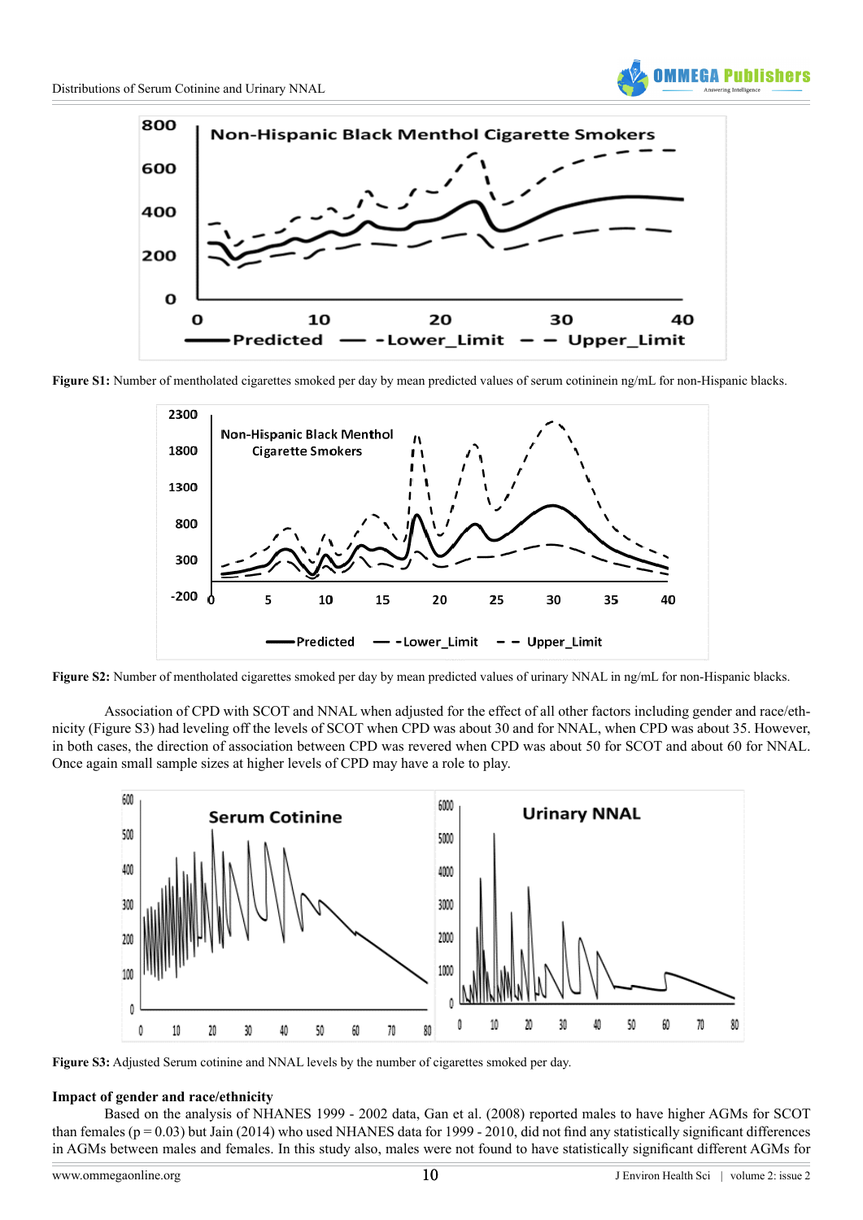**Figure S1:** Number of mentholated cigarettes smoked per day by mean predicted values of serum cotininein ng/mL for non-Hispanic blacks.

**Figure S2:** Number of mentholated cigarettes smoked per day by mean predicted values of urinary NNAL in ng/mL for non-Hispanic blacks.

Association of CPD with SCOT and NNAL when adjusted for the effect of all other factors including gender and race/ethnicity (Figure S3) had leveling off the levels of SCOT when CPD was about 30 and for NNAL, when CPD was about 35. However, in both cases, the direction of association between CPD was revered when CPD was about 50 for SCOT and about 60 for NNAL. Once again small sample sizes at higher levels of CPD may have a role to play.

**Figure S3:** Adjusted Serum cotinine and NNAL levels by the number of cigarettes smoked per day.

**Impact of gender and race/ethnicity**

Based on the analysis of NHANES 1999 - 2002 data, Gan et al. (2008) reported males to have higher AGMs for SCOT than females (p = 0.03) but Jain (2014) who used NHANES data for 1999 - 2010, did not find any statistically significant differences in AGMs between males and females. In this study also, males were not found to have statistically significant different AGMs for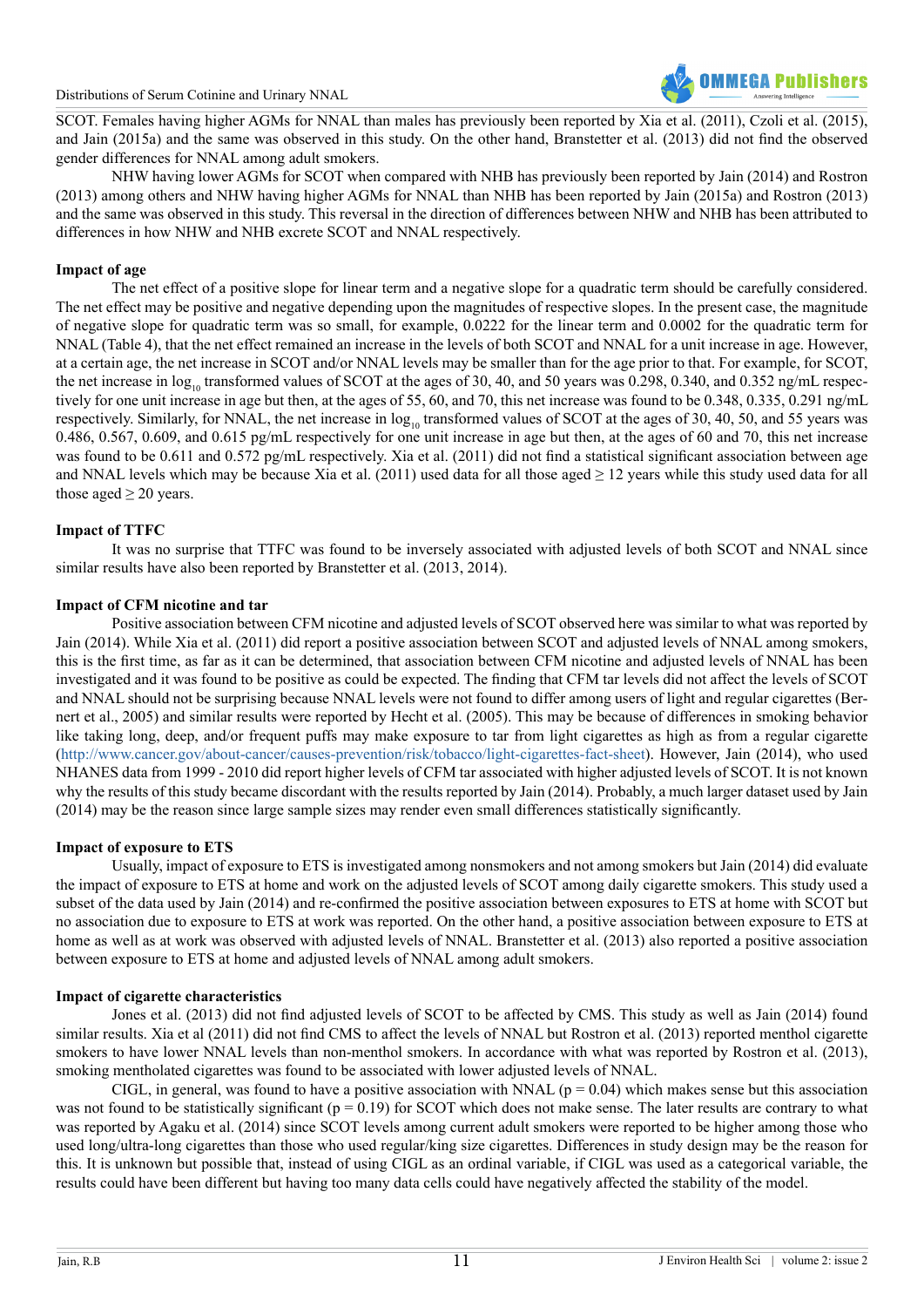SCOT. Females having higher AGMs for NNAL than males has previously been reported by Xia et al. (2011), Czoli et al. (2015), and Jain (2015a) and the same was observed in this study. On the other hand, Branstetter et al. (2013) did not find the observed gender differences for NNAL among adult smokers.

NHW having lower AGMs for SCOT when compared with NHB has previously been reported by Jain (2014) and Rostron (2013) among others and NHW having higher AGMs for NNAL than NHB has been reported by Jain (2015a) and Rostron (2013) and the same was observed in this study. This reversal in the direction of differences between NHW and NHB has been attributed to differences in how NHW and NHB excrete SCOT and NNAL respectively.

**Impact of age**

The net effect of a positive slope for linear term and a negative slope for a quadratic term should be carefully considered. The net effect may be positive and negative depending upon the magnitudes of respective slopes. In the present case, the magnitude of negative slope for quadratic term was so small, for example, 0.0222 for the linear term and 0.0002 for the quadratic term for NNAL (Table 4), that the net effect remained an increase in the levels of both SCOT and NNAL for a unit increase in age. However, at a certain age, the net increase in SCOT and/or NNAL levels may be smaller than for the age prior to that. For example, for SCOT, the net increase in $\log_{10}$ transformed values of SCOT at the ages of 30, 40, and 50 years was 0.298, 0.340, and 0.352 ng/mL respectively for one unit increase in age but then, at the ages of 55, 60, and 70, this net increase was found to be 0.348, 0.335, 0.291 ng/mL respectively. Similarly, for NNAL, the net increase in $\log_{10}$ transformed values of SCOT at the ages of 30, 40, 50, and 55 years was 0.486, 0.567, 0.609, and 0.615 pg/mL respectively for one unit increase in age but then, at the ages of 60 and 70, this net increase was found to be 0.611 and 0.572 pg/mL respectively. Xia et al. (2011) did not find a statistical significant association between age and NNAL levels which may be because Xia et al. (2011) used data for all those aged ≥ 12 years while this study used data for all those aged ≥ 20 years.

**Impact of TTFC**

It was no surprise that TTFC was found to be inversely associated with adjusted levels of both SCOT and NNAL since similar results have also been reported by Branstetter et al. (2013, 2014).

**Impact of CFM nicotine and tar**

Positive association between CFM nicotine and adjusted levels of SCOT observed here was similar to what was reported by Jain (2014). While Xia et al. (2011) did report a positive association between SCOT and adjusted levels of NNAL among smokers, this is the first time, as far as it can be determined, that association between CFM nicotine and adjusted levels of NNAL has been investigated and it was found to be positive as could be expected. The finding that CFM tar levels did not affect the levels of SCOT and NNAL should not be surprising because NNAL levels were not found to differ among users of light and regular cigarettes (Bernert et al., 2005) and similar results were reported by Hecht et al. (2005). This may be because of differences in smoking behavior like taking long, deep, and/or frequent puffs may make exposure to tar from light cigarettes as high as from a regular cigarette (http://www.cancer.gov/about-cancer/causes-prevention/risk/tobacco/light-cigarettes-fact-sheet). However, Jain (2014), who used NHANES data from 1999 - 2010 did report higher levels of CFM tar associated with higher adjusted levels of SCOT. It is not known why the results of this study became discordant with the results reported by Jain (2014). Probably, a much larger dataset used by Jain (2014) may be the reason since large sample sizes may render even small differences statistically significantly.

**Impact of exposure to ETS**

Usually, impact of exposure to ETS is investigated among nonsmokers and not among smokers but Jain (2014) did evaluate the impact of exposure to ETS at home and work on the adjusted levels of SCOT among daily cigarette smokers. This study used a subset of the data used by Jain (2014) and re-confirmed the positive association between exposures to ETS at home with SCOT but no association due to exposure to ETS at work was reported. On the other hand, a positive association between exposure to ETS at home as well as at work was observed with adjusted levels of NNAL. Branstetter et al. (2013) also reported a positive association between exposure to ETS at home and adjusted levels of NNAL among adult smokers.

**Impact of cigarette characteristics**

Jones et al. (2013) did not find adjusted levels of SCOT to be affected by CMS. This study as well as Jain (2014) found similar results. Xia et al (2011) did not find CMS to affect the levels of NNAL but Rostron et al. (2013) reported menthol cigarette smokers to have lower NNAL levels than non-menthol smokers. In accordance with what was reported by Rostron et al. (2013), smoking mentholated cigarettes was found to be associated with lower adjusted levels of NNAL.

CIGL, in general, was found to have a positive association with NNAL ($p = 0.04$) which makes sense but this association was not found to be statistically significant ($p = 0.19$) for SCOT which does not make sense. The later results are contrary to what was reported by Agaku et al. (2014) since SCOT levels among current adult smokers were reported to be higher among those who used long/ultra-long cigarettes than those who used regular/king size cigarettes. Differences in study design may be the reason for this. It is unknown but possible that, instead of using CIGL as an ordinal variable, if CIGL was used as a categorical variable, the results could have been different but having too many data cells could have negatively affected the stability of the model.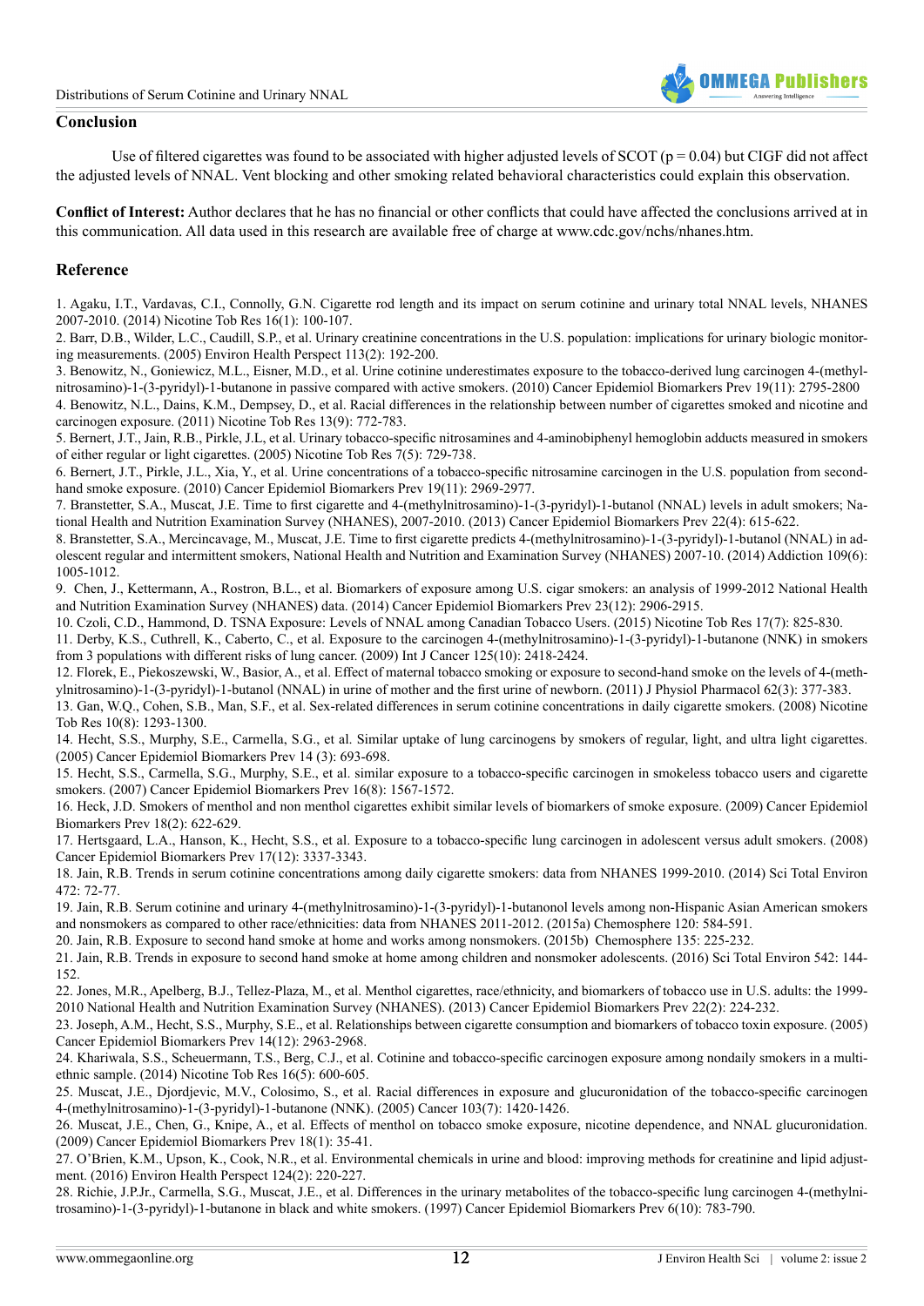## Conclusion

Use of filtered cigarettes was found to be associated with higher adjusted levels of SCOT (p = 0.04) but CIGF did not affect the adjusted levels of NNAL. Vent blocking and other smoking related behavioral characteristics could explain this observation.

**Conflict of Interest:** Author declares that he has no financial or other conflicts that could have affected the conclusions arrived at in this communication. All data used in this research are available free of charge at www.cdc.gov/nchs/nhanes.htm.

## Reference

1. Agaku, I.T., Vardavas, C.I., Connolly, G.N. Cigarette rod length and its impact on serum cotinine and urinary total NNAL levels, NHANES 2007-2010. (2014) Nicotine Tob Res 16(1): 100-107.
2. Barr, D.B., Wilder, L.C., Caudill, S.P., et al. Urinary creatinine concentrations in the U.S. population: implications for urinary biologic monitoring measurements. (2005) Environ Health Perspect 113(2): 192-200.
3. Benowitz, N., Goniewicz, M.L., Eisner, M.D., et al. Urine cotinine underestimates exposure to the tobacco-derived lung carcinogen 4-(methylnitrosamino)-1-(3-pyridyl)-1-butanone in passive compared with active smokers. (2010) Cancer Epidemiol Biomarkers Prev 19(11): 2795-2800
4. Benowitz, N.L., Dains, K.M., Dempsey, D., et al. Racial differences in the relationship between number of cigarettes smoked and nicotine and carcinogen exposure. (2011) Nicotine Tob Res 13(9): 772-783.
5. Bernert, J.T., Jain, R.B., Pirkle, J.L, et al. Urinary tobacco-specific nitrosamines and 4-aminobiphenyl hemoglobin adducts measured in smokers of either regular or light cigarettes. (2005) Nicotine Tob Res 7(5): 729-738.
6. Bernert, J.T., Pirkle, J.L., Xia, Y., et al. Urine concentrations of a tobacco-specific nitrosamine carcinogen in the U.S. population from secondhand smoke exposure. (2010) Cancer Epidemiol Biomarkers Prev 19(11): 2969-2977.
7. Branstetter, S.A., Muscat, J.E. Time to first cigarette and 4-(methylnitrosamino)-1-(3-pyridyl)-1-butanol (NNAL) levels in adult smokers; National Health and Nutrition Examination Survey (NHANES), 2007-2010. (2013) Cancer Epidemiol Biomarkers Prev 22(4): 615-622.
8. Branstetter, S.A., Mercincavage, M., Muscat, J.E. Time to first cigarette predicts 4-(methylnitrosamino)-1-(3-pyridyl)-1-butanol (NNAL) in adolescent regular and intermittent smokers, National Health and Examination Survey (NHANES) 2007-10. (2014) Addiction 109(6): 1005-1012.
9. Chen, J., Kettermann, A., Rostron, B.L., et al. Biomarkers of exposure among U.S. cigar smokers: an analysis of 1999-2012 National Health and Nutrition Examination Survey (NHANES) data. (2014) Cancer Epidemiol Biomarkers Prev 23(12): 2906-2915.
10. Czoli, C.D., Hammond, D. TSNA Exposure: Levels of NNAL among Canadian Tobacco Users. (2015) Nicotine Tob Res 17(7): 825-830.
11. Derby, K.S., Cuthrell, K., Caberto, C., et al. Exposure to the carcinogen 4-(methylnitrosamino)-1-(3-pyridyl)-1-butanone (NNK) in smokers from 3 populations with different risks of lung cancer. (2009) Int J Cancer 125(10): 2418-2424.
12. Florek, E., Piekoszewski, W., Basior, A., et al. Effect of maternal tobacco smoking or exposure to second-hand smoke on the levels of 4-(methylnitrosamino)-1-(3-pyridyl)-1-butanol (NNAL) in urine of mother and the first urine of newborn. (2011) J Physiol Pharmacol 62(3): 377-383.
13. Gan, W.Q., Cohen, S.B., Man, S.F., et al. Sex-related differences in serum cotinine concentrations in daily cigarette smokers. (2008) Nicotine Tob Res 10(8): 1293-1300.
14. Hecht, S.S., Murphy, S.E., Carmella, S.G., et al. Similar uptake of lung carcinogens by smokers of regular, light, and ultra light cigarettes. (2005) Cancer Epidemiol Biomarkers Prev 14 (3): 693-698.
15. Hecht, S.S., Carmella, S.G., Murphy, S.E., et al. similar exposure to a tobacco-specific carcinogen in smokeless tobacco users and cigarette smokers. (2007) Cancer Epidemiol Biomarkers Prev 16(8): 1567-1572.
16. Heck, J.D. Smokers of menthol and non menthol cigarettes exhibit similar levels of biomarkers of smoke exposure. (2009) Cancer Epidemiol Biomarkers Prev 18(2): 622-629.
17. Hertsgaard, L.A., Hanson, K., Hecht, S.S., et al. Exposure to a tobacco-specific lung carcinogen in adolescent versus adult smokers. (2008) Cancer Epidemiol Biomarkers Prev 17(12): 3337-3343.
18. Jain, R.B. Trends in serum cotinine concentrations among daily cigarette smokers: data from NHANES 1999-2010. (2014) Sci Total Environ 472: 72-77.
19. Jain, R.B. Serum cotinine and urinary 4-(methylnitrosamino)-1-(3-pyridyl)-1-butanonol levels among non-Hispanic Asian American smokers and nonsmokers as compared to other race/ethnicities: data from NHANES 2011-2012. (2015a) Chemosphere 120: 584-591.
20. Jain, R.B. Exposure to second hand smoke at home and works among nonsmokers. (2015b) Chemosphere 135: 225-232.
21. Jain, R.B. Trends in exposure to second hand smoke at home among children and nonsmoker adolescents. (2016) Sci Total Environ 542: 144-152.
22. Jones, M.R., Apelberg, B.J., Tellez-Plaza, M., et al. Menthol cigarettes, race/ethnicity, and biomarkers of tobacco use in U.S. adults: the 1999-2010 National Health and Nutrition Examination Survey (NHANES). (2013) Cancer Epidemiol Biomarkers Prev 22(2): 224-232.
23. Joseph, A.M., Hecht, S.S., Murphy, S.E., et al. Relationships between cigarette consumption and biomarkers of tobacco toxin exposure. (2005) Cancer Epidemiol Biomarkers Prev 14(12): 2963-2968.
24. Khariwala, S.S., Scheuermann, T.S., Berg, C.J., et al. Cotinine and tobacco-specific carcinogen exposure among nondaily smokers in a multiethnic sample. (2014) Nicotine Tob Res 16(5): 600-605.
25. Muscat, J.E., Djordjevic, M.V., Colosimo, S., et al. Racial differences in exposure and glucuronidation of the tobacco-specific carcinogen 4-(methylnitrosamino)-1-(3-pyridyl)-1-butanone (NNK). (2005) Cancer 103(7): 1420-1426.
26. Muscat, J.E., Chen, G., Knipe, A., et al. Effects of menthol on tobacco smoke exposure, nicotine dependence, and NNAL glucuronidation. (2009) Cancer Epidemiol Biomarkers Prev 18(1): 35-41.
27. O'Brien, K.M., Upson, K., Cook, N.R., et al. Environmental chemicals in urine and blood: improving methods for creatinine and lipid adjustment. (2016) Environ Health Perspect 124(2): 220-227.
28. Richie, J.P.Jr., Carmella, S.G., Muscat, J.E., et al. Differences in the urinary metabolites of the tobacco-specific lung carcinogen 4-(methylnitrosamino)-1-(3-pyridyl)-1-butanone in black and white smokers. (1997) Cancer Epidemiol Biomarkers Prev 6(10): 783-790.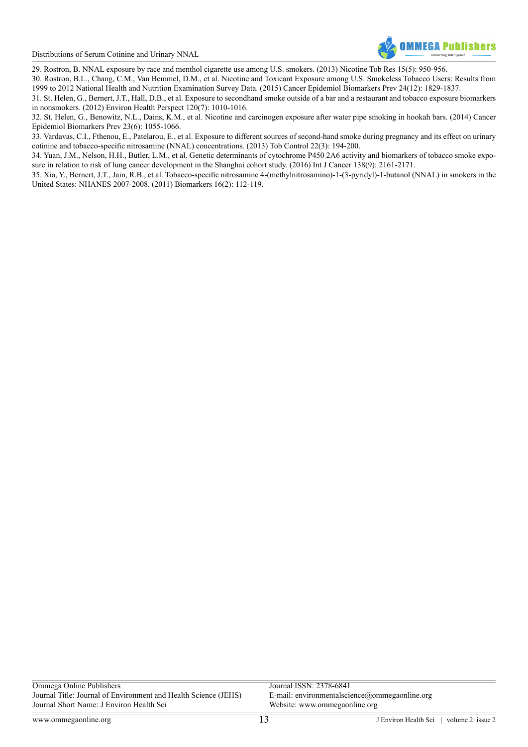29. Rostron, B. NNAL exposure by race and menthol cigarette use among U.S. smokers. (2013) Nicotine Tob Res 15(5): 950-956.

30. Rostron, B.L., Chang, C.M., Van Bemmel, D.M., et al. Nicotine and Toxicant Exposure among U.S. Smokeless Tobacco Users: Results from 1999 to 2012 National Health and Nutrition Examination Survey Data. (2015) Cancer Epidemiol Biomarkers Prev 24(12): 1829-1837.

31. St. Helen, G., Bernert, J.T., Hall, D.B., et al. Exposure to secondhand smoke outside of a bar and a restaurant and tobacco exposure biomarkers in nonsmokers. (2012) Environ Health Perspect 120(7): 1010-1016.

32. St. Helen, G., Benowitz, N.L., Dains, K.M., et al. Nicotine and carcinogen exposure after water pipe smoking in hookah bars. (2014) Cancer Epidemiol Biomarkers Prev 23(6): 1055-1066.

33. Vardavas, C.I., Fthenou, E., Patelarou, E., et al. Exposure to different sources of second-hand smoke during pregnancy and its effect on urinary cotinine and tobacco-specific nitrosamine (NNAL) concentrations. (2013) Tob Control 22(3): 194-200.

34. Yuan, J.M., Nelson, H.H., Butler, L.M., et al. Genetic determinants of cytochrome P450 2A6 activity and biomarkers of tobacco smoke exposure in relation to risk of lung cancer development in the Shanghai cohort study. (2016) Int J Cancer 138(9): 2161-2171.

35. Xia, Y., Bernert, J.T., Jain, R.B., et al. Tobacco-specific nitrosamine 4-(methylnitrosamino)-1-(3-pyridyl)-1-butanol (NNAL) in smokers in the United States: NHANES 2007-2008. (2011) Biomarkers 16(2): 112-119.

Ommega Online Publishers
Journal Title: Journal of Environment and Health Science (JEHS)
Journal Short Name: J Environ Health Sci

Journal ISSN: 2378-6841
E-mail: environmentalscience@ommegaonline.org
Website: www.ommegaonline.org